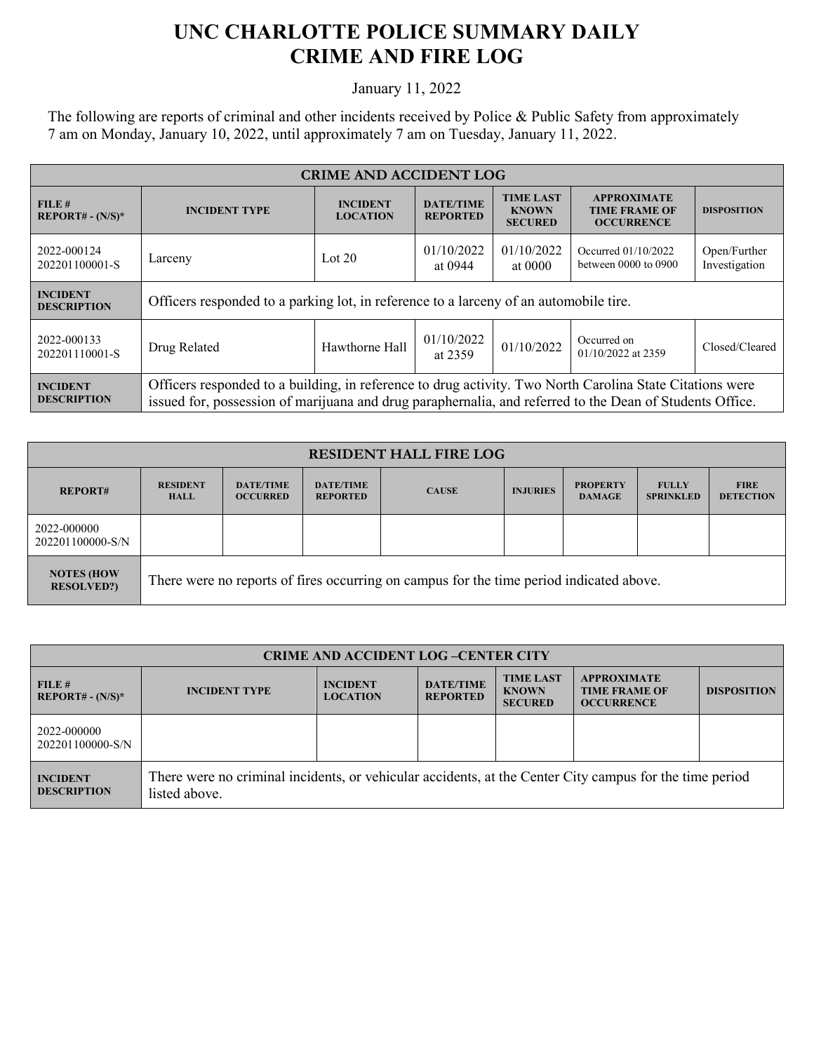# UNC CHARLOTTE POLICE SUMMARY DAILY CRIME AND FIRE LOG

January 11, 2022

The following are reports of criminal and other incidents received by Police & Public Safety from approximately 7 am on Monday, January 10, 2022, until approximately 7 am on Tuesday, January 11, 2022.

| CRIME AND ACCIDENT LOG | | | | | | |
|---|---|---|---|---|---|---|
| **FILE # REPORT# - (N/S)*** | **INCIDENT TYPE** | **INCIDENT LOCATION** | **DATE/TIME REPORTED** | **TIME LAST KNOWN SECURED** | **APPROXIMATE TIME FRAME OF OCCURRENCE** | **DISPOSITION** |
| 2022-000124 202201100001-S | Larceny | Lot 20 | 01/10/2022 at 0944 | 01/10/2022 at 0000 | Occurred 01/10/2022 between 0000 to 0900 | Open/Further Investigation |
| **INCIDENT DESCRIPTION** | Officers responded to a parking lot, in reference to a larceny of an automobile tire. | | | | | |
| 2022-000133 202201110001-S | Drug Related | Hawthorne Hall | 01/10/2022 at 2359 | 01/10/2022 | Occurred on 01/10/2022 at 2359 | Closed/Cleared |
| **INCIDENT DESCRIPTION** | Officers responded to a building, in reference to drug activity. Two North Carolina State Citations were issued for, possession of marijuana and drug paraphernalia, and referred to the Dean of Students Office. | | | | | |

| RESIDENT HALL FIRE LOG | | | | | | | | |
|---|---|---|---|---|---|---|---|---|
| **REPORT#** | **RESIDENT HALL** | **DATE/TIME OCCURRED** | **DATE/TIME REPORTED** | **CAUSE** | **INJURIES** | **PROPERTY DAMAGE** | **FULLY SPRINKLED** | **FIRE DETECTION** |
| 2022-000000 202201100000-S/N | | | | | | | | |
| **NOTES (HOW RESOLVED?)** | There were no reports of fires occurring on campus for the time period indicated above. | | | | | | | |

| CRIME AND ACCIDENT LOG –CENTER CITY | | | | | | |
|---|---|---|---|---|---|---|
| **FILE # REPORT# - (N/S)*** | **INCIDENT TYPE** | **INCIDENT LOCATION** | **DATE/TIME REPORTED** | **TIME LAST KNOWN SECURED** | **APPROXIMATE TIME FRAME OF OCCURRENCE** | **DISPOSITION** |
| 2022-000000 202201100000-S/N | | | | | | |
| **INCIDENT DESCRIPTION** | There were no criminal incidents, or vehicular accidents, at the Center City campus for the time period listed above. | | | | | |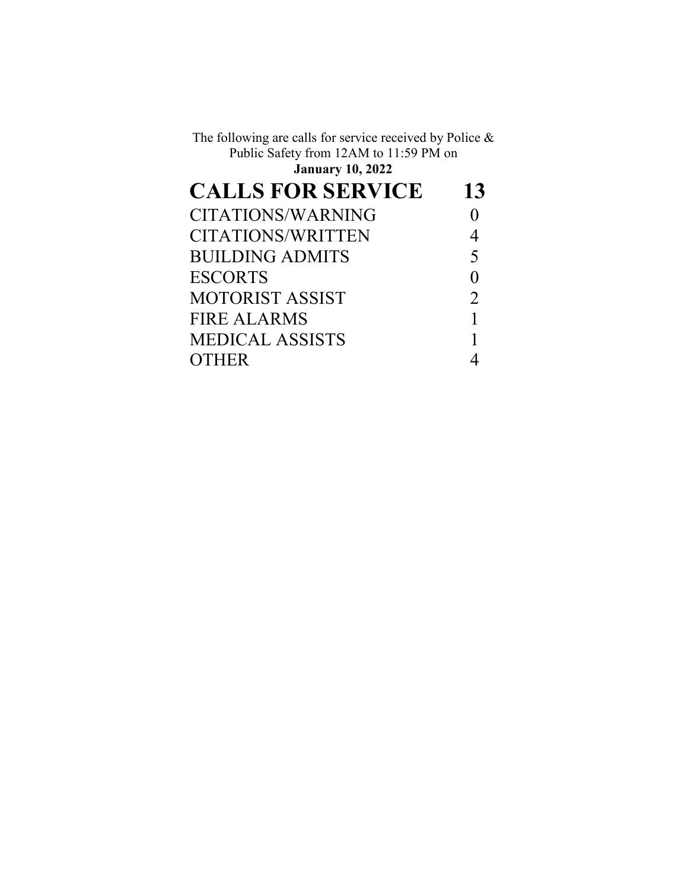The following are calls for service received by Police & Public Safety from 12AM to 11:59 PM on

**January 10, 2022**

| | |
|---|---|
| **CALLS FOR SERVICE** | **13** |
| CITATIONS/WARNING | 0 |
| CITATIONS/WRITTEN | 4 |
| BUILDING ADMITS | 5 |
| ESCORTS | 0 |
| MOTORIST ASSIST | 2 |
| FIRE ALARMS | 1 |
| MEDICAL ASSISTS | 1 |
| OTHER | 4 |